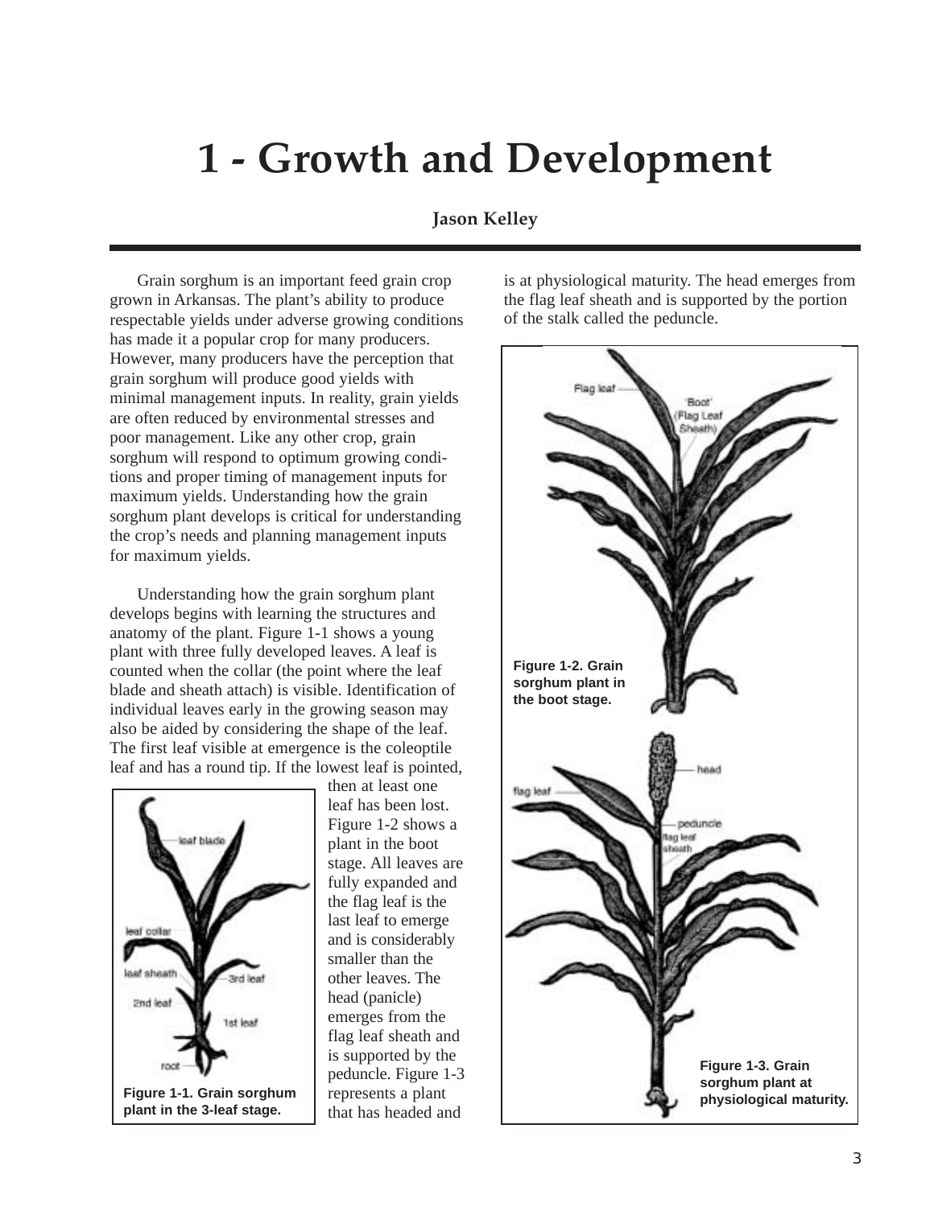# 1 - Growth and Development

**Jason Kelley**

Grain sorghum is an important feed grain crop grown in Arkansas. The plant's ability to produce respectable yields under adverse growing conditions has made it a popular crop for many producers. However, many producers have the perception that grain sorghum will produce good yields with minimal management inputs. In reality, grain yields are often reduced by environmental stresses and poor management. Like any other crop, grain sorghum will respond to optimum growing conditions and proper timing of management inputs for maximum yields. Understanding how the grain sorghum plant develops is critical for understanding the crop's needs and planning management inputs for maximum yields.

Understanding how the grain sorghum plant develops begins with learning the structures and anatomy of the plant. Figure 1-1 shows a young plant with three fully developed leaves. A leaf is counted when the collar (the point where the leaf blade and sheath attach) is visible. Identification of individual leaves early in the growing season may also be aided by considering the shape of the leaf. The first leaf visible at emergence is the coleoptile leaf and has a round tip. If the lowest leaf is pointed, then at least one leaf has been lost. Figure 1-2 shows a plant in the boot stage. All leaves are fully expanded and the flag leaf is the last leaf to emerge and is considerably smaller than the other leaves. The head (panicle) emerges from the flag leaf sheath and is supported by the peduncle. Figure 1-3 represents a plant that has headed and is at physiological maturity. The head emerges from the flag leaf sheath and is supported by the portion of the stalk called the peduncle.

**Figure 1-1. Grain sorghum plant in the 3-leaf stage.**

**Figure 1-2. Grain sorghum plant in the boot stage.**

**Figure 1-3. Grain sorghum plant at physiological maturity.**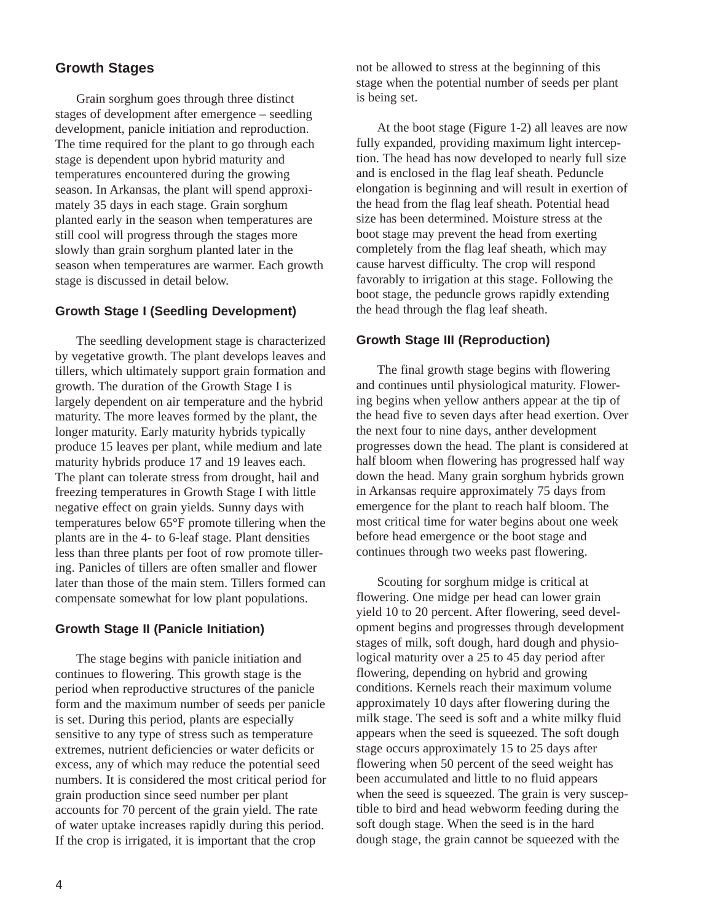## Growth Stages

Grain sorghum goes through three distinct stages of development after emergence – seedling development, panicle initiation and reproduction. The time required for the plant to go through each stage is dependent upon hybrid maturity and temperatures encountered during the growing season. In Arkansas, the plant will spend approximately 35 days in each stage. Grain sorghum planted early in the season when temperatures are still cool will progress through the stages more slowly than grain sorghum planted later in the season when temperatures are warmer. Each growth stage is discussed in detail below.

### Growth Stage I (Seedling Development)

The seedling development stage is characterized by vegetative growth. The plant develops leaves and tillers, which ultimately support grain formation and growth. The duration of the Growth Stage I is largely dependent on air temperature and the hybrid maturity. The more leaves formed by the plant, the longer maturity. Early maturity hybrids typically produce 15 leaves per plant, while medium and late maturity hybrids produce 17 and 19 leaves each. The plant can tolerate stress from drought, hail and freezing temperatures in Growth Stage I with little negative effect on grain yields. Sunny days with temperatures below 65°F promote tillering when the plants are in the 4- to 6-leaf stage. Plant densities less than three plants per foot of row promote tillering. Panicles of tillers are often smaller and flower later than those of the main stem. Tillers formed can compensate somewhat for low plant populations.

### Growth Stage II (Panicle Initiation)

The stage begins with panicle initiation and continues to flowering. This growth stage is the period when reproductive structures of the panicle form and the maximum number of seeds per panicle is set. During this period, plants are especially sensitive to any type of stress such as temperature extremes, nutrient deficiencies or water deficits or excess, any of which may reduce the potential seed numbers. It is considered the most critical period for grain production since seed number per plant accounts for 70 percent of the grain yield. The rate of water uptake increases rapidly during this period. If the crop is irrigated, it is important that the crop not be allowed to stress at the beginning of this stage when the potential number of seeds per plant is being set.

At the boot stage (Figure 1-2) all leaves are now fully expanded, providing maximum light interception. The head has now developed to nearly full size and is enclosed in the flag leaf sheath. Peduncle elongation is beginning and will result in exertion of the head from the flag leaf sheath. Potential head size has been determined. Moisture stress at the boot stage may prevent the head from exerting completely from the flag leaf sheath, which may cause harvest difficulty. The crop will respond favorably to irrigation at this stage. Following the boot stage, the peduncle grows rapidly extending the head through the flag leaf sheath.

### Growth Stage III (Reproduction)

The final growth stage begins with flowering and continues until physiological maturity. Flowering begins when yellow anthers appear at the tip of the head five to seven days after head exertion. Over the next four to nine days, anther development progresses down the head. The plant is considered at half bloom when flowering has progressed half way down the head. Many grain sorghum hybrids grown in Arkansas require approximately 75 days from emergence for the plant to reach half bloom. The most critical time for water begins about one week before head emergence or the boot stage and continues through two weeks past flowering.

Scouting for sorghum midge is critical at flowering. One midge per head can lower grain yield 10 to 20 percent. After flowering, seed development begins and progresses through development stages of milk, soft dough, hard dough and physiological maturity over a 25 to 45 day period after flowering, depending on hybrid and growing conditions. Kernels reach their maximum volume approximately 10 days after flowering during the milk stage. The seed is soft and a white milky fluid appears when the seed is squeezed. The soft dough stage occurs approximately 15 to 25 days after flowering when 50 percent of the seed weight has been accumulated and little to no fluid appears when the seed is squeezed. The grain is very susceptible to bird and head webworm feeding during the soft dough stage. When the seed is in the hard dough stage, the grain cannot be squeezed with the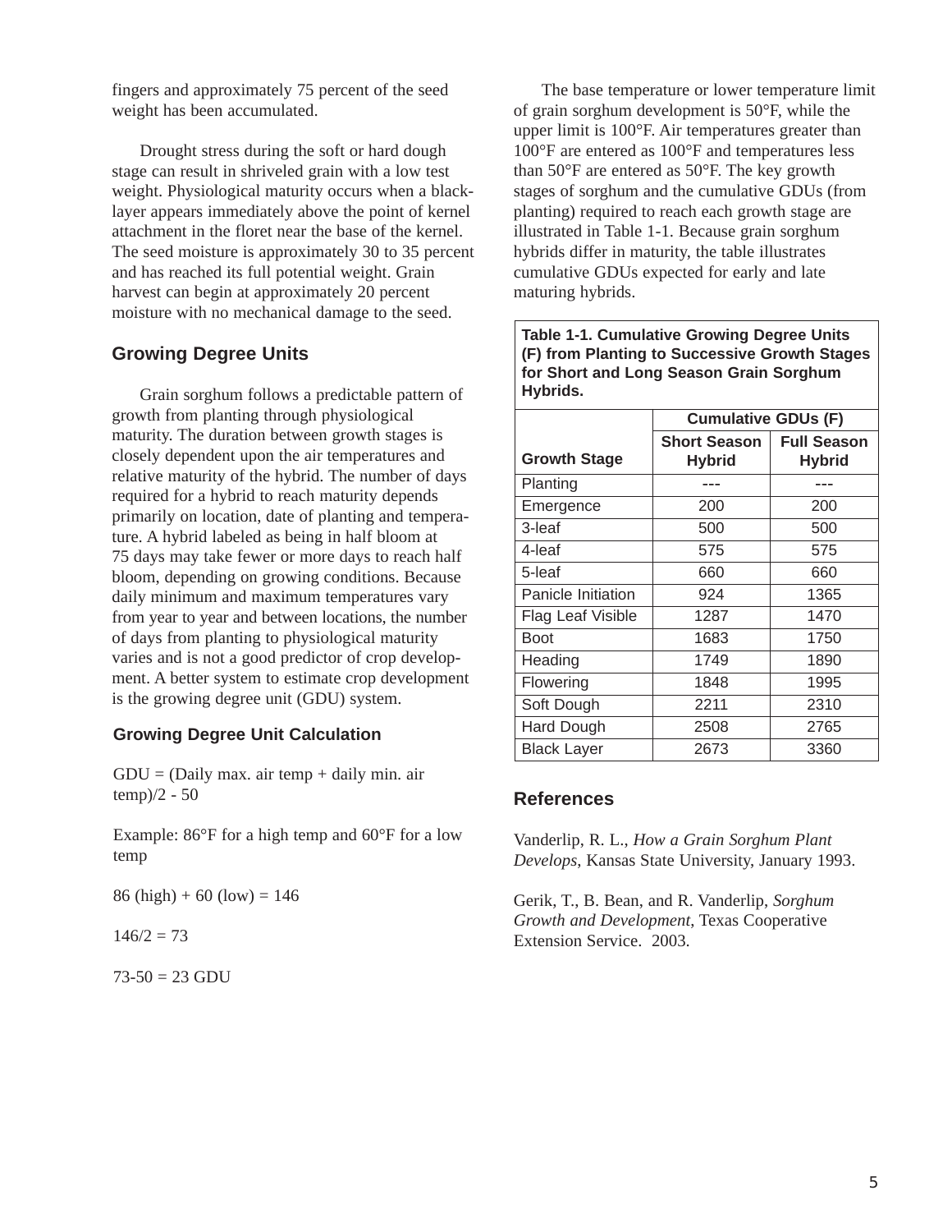fingers and approximately 75 percent of the seed weight has been accumulated.

Drought stress during the soft or hard dough stage can result in shriveled grain with a low test weight. Physiological maturity occurs when a black-layer appears immediately above the point of kernel attachment in the floret near the base of the kernel. The seed moisture is approximately 30 to 35 percent and has reached its full potential weight. Grain harvest can begin at approximately 20 percent moisture with no mechanical damage to the seed.

## Growing Degree Units

Grain sorghum follows a predictable pattern of growth from planting through physiological maturity. The duration between growth stages is closely dependent upon the air temperatures and relative maturity of the hybrid. The number of days required for a hybrid to reach maturity depends primarily on location, date of planting and temperature. A hybrid labeled as being in half bloom at 75 days may take fewer or more days to reach half bloom, depending on growing conditions. Because daily minimum and maximum temperatures vary from year to year and between locations, the number of days from planting to physiological maturity varies and is not a good predictor of crop development. A better system to estimate crop development is the growing degree unit (GDU) system.

### Growing Degree Unit Calculation

GDU = (Daily max. air temp + daily min. air temp)/2 - 50

Example: 86°F for a high temp and 60°F for a low temp

86 (high) + 60 (low) = 146

146/2 = 73

73-50 = 23 GDU

The base temperature or lower temperature limit of grain sorghum development is 50°F, while the upper limit is 100°F. Air temperatures greater than 100°F are entered as 100°F and temperatures less than 50°F are entered as 50°F. The key growth stages of sorghum and the cumulative GDUs (from planting) required to reach each growth stage are illustrated in Table 1-1. Because grain sorghum hybrids differ in maturity, the table illustrates cumulative GDUs expected for early and late maturing hybrids.

**Table 1-1. Cumulative Growing Degree Units (F) from Planting to Successive Growth Stages for Short and Long Season Grain Sorghum Hybrids.**

| | Cumulative GDUs (F) | |
|---|---|---|
| **Growth Stage** | **Short Season Hybrid** | **Full Season Hybrid** |
| Planting | --- | --- |
| Emergence | 200 | 200 |
| 3-leaf | 500 | 500 |
| 4-leaf | 575 | 575 |
| 5-leaf | 660 | 660 |
| Panicle Initiation | 924 | 1365 |
| Flag Leaf Visible | 1287 | 1470 |
| Boot | 1683 | 1750 |
| Heading | 1749 | 1890 |
| Flowering | 1848 | 1995 |
| Soft Dough | 2211 | 2310 |
| Hard Dough | 2508 | 2765 |
| Black Layer | 2673 | 3360 |

## References

Vanderlip, R. L., *How a Grain Sorghum Plant Develops*, Kansas State University, January 1993.

Gerik, T., B. Bean, and R. Vanderlip, *Sorghum Growth and Development*, Texas Cooperative Extension Service. 2003.